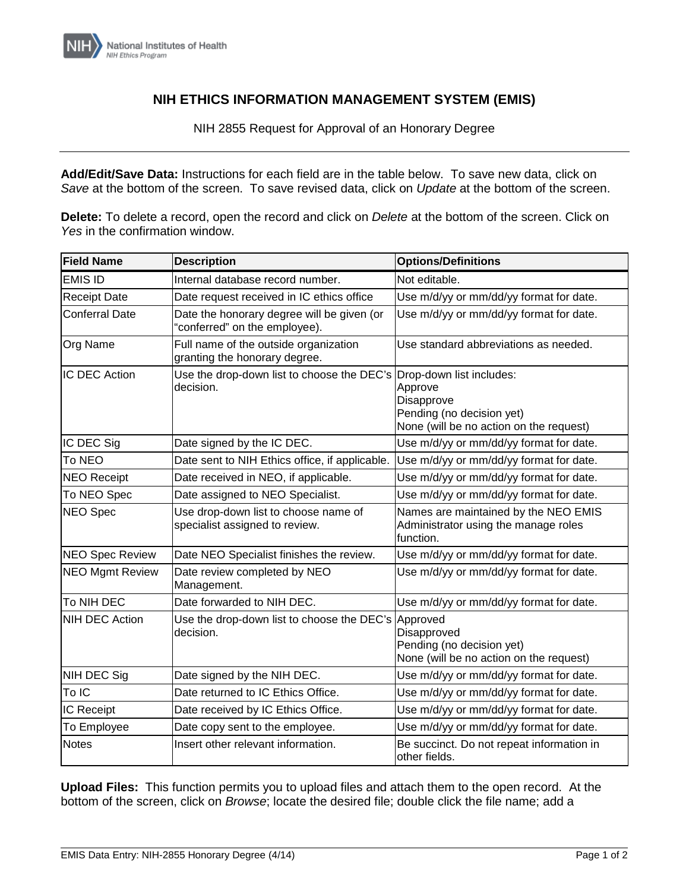# NIH ETHICS INFORMATION MANAGEMENT SYSTEM (EMIS)

NIH 2855 Request for Approval of an Honorary Degree

**Add/Edit/Save Data:** Instructions for each field are in the table below. To save new data, click on *Save* at the bottom of the screen. To save revised data, click on *Update* at the bottom of the screen.

**Delete:** To delete a record, open the record and click on *Delete* at the bottom of the screen. Click on *Yes* in the confirmation window.

| Field Name | Description | Options/Definitions |
|---|---|---|
| EMIS ID | Internal database record number. | Not editable. |
| Receipt Date | Date request received in IC ethics office | Use m/d/yy or mm/dd/yy format for date. |
| Conferral Date | Date the honorary degree will be given (or "conferred" on the employee). | Use m/d/yy or mm/dd/yy format for date. |
| Org Name | Full name of the outside organization granting the honorary degree. | Use standard abbreviations as needed. |
| IC DEC Action | Use the drop-down list to choose the DEC's decision. | Drop-down list includes:<br>Approve<br>Disapprove<br>Pending (no decision yet)<br>None (will be no action on the request) |
| IC DEC Sig | Date signed by the IC DEC. | Use m/d/yy or mm/dd/yy format for date. |
| To NEO | Date sent to NIH Ethics office, if applicable. | Use m/d/yy or mm/dd/yy format for date. |
| NEO Receipt | Date received in NEO, if applicable. | Use m/d/yy or mm/dd/yy format for date. |
| To NEO Spec | Date assigned to NEO Specialist. | Use m/d/yy or mm/dd/yy format for date. |
| NEO Spec | Use drop-down list to choose name of specialist assigned to review. | Names are maintained by the NEO EMIS Administrator using the manage roles function. |
| NEO Spec Review | Date NEO Specialist finishes the review. | Use m/d/yy or mm/dd/yy format for date. |
| NEO Mgmt Review | Date review completed by NEO Management. | Use m/d/yy or mm/dd/yy format for date. |
| To NIH DEC | Date forwarded to NIH DEC. | Use m/d/yy or mm/dd/yy format for date. |
| NIH DEC Action | Use the drop-down list to choose the DEC's decision. | Approved<br>Disapproved<br>Pending (no decision yet)<br>None (will be no action on the request) |
| NIH DEC Sig | Date signed by the NIH DEC. | Use m/d/yy or mm/dd/yy format for date. |
| To IC | Date returned to IC Ethics Office. | Use m/d/yy or mm/dd/yy format for date. |
| IC Receipt | Date received by IC Ethics Office. | Use m/d/yy or mm/dd/yy format for date. |
| To Employee | Date copy sent to the employee. | Use m/d/yy or mm/dd/yy format for date. |
| Notes | Insert other relevant information. | Be succinct. Do not repeat information in other fields. |

**Upload Files:** This function permits you to upload files and attach them to the open record. At the bottom of the screen, click on *Browse*; locate the desired file; double click the file name; add a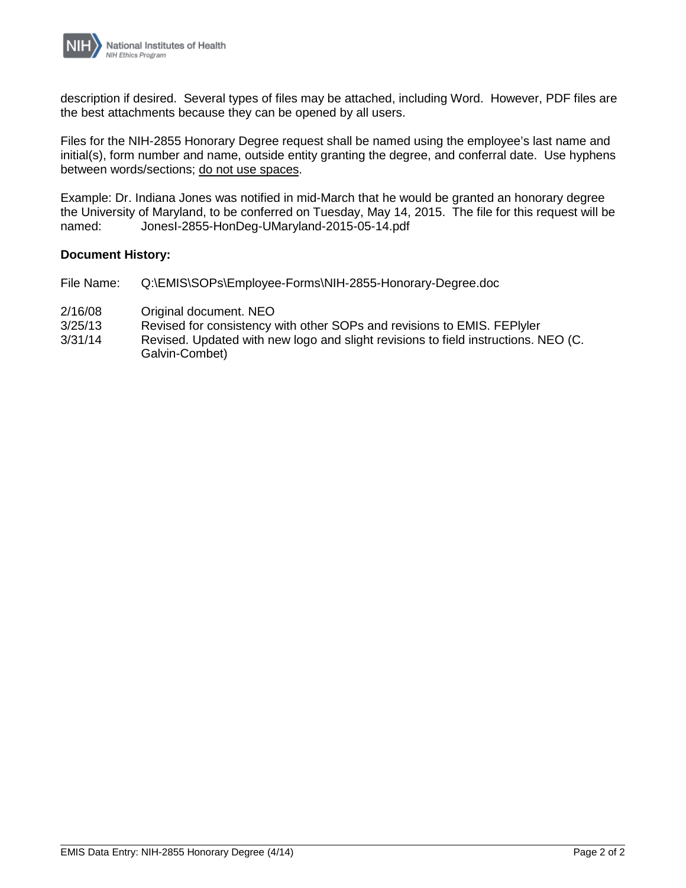description if desired. Several types of files may be attached, including Word. However, PDF files are the best attachments because they can be opened by all users.

Files for the NIH-2855 Honorary Degree request shall be named using the employee's last name and initial(s), form number and name, outside entity granting the degree, and conferral date. Use hyphens between words/sections; do not use spaces.

Example: Dr. Indiana Jones was notified in mid-March that he would be granted an honorary degree the University of Maryland, to be conferred on Tuesday, May 14, 2015. The file for this request will be named: JonesI-2855-HonDeg-UMaryland-2015-05-14.pdf

**Document History:**

File Name: Q:\EMIS\SOPs\Employee-Forms\NIH-2855-Honorary-Degree.doc

| | |
|---|---|
| 2/16/08 | Original document. NEO |
| 3/25/13 | Revised for consistency with other SOPs and revisions to EMIS. FEPlyler |
| 3/31/14 | Revised. Updated with new logo and slight revisions to field instructions. NEO (C. Galvin-Combet) |